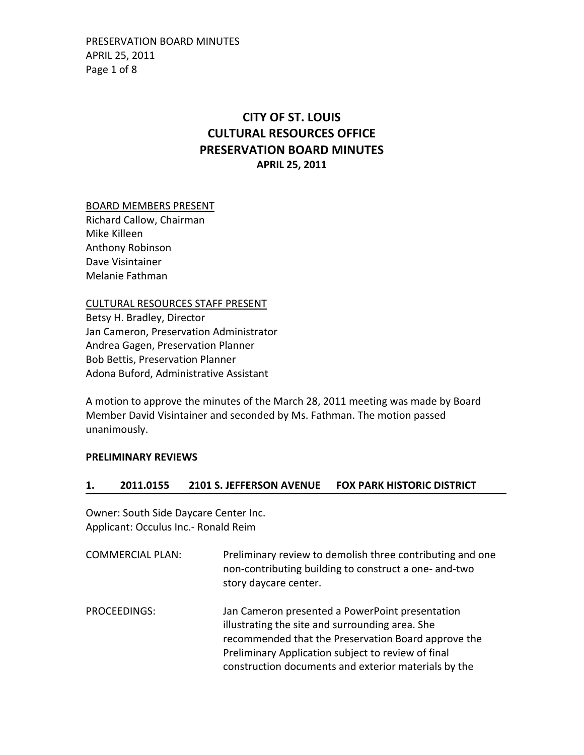# CITY OF ST. LOUIS
# CULTURAL RESOURCES OFFICE
# PRESERVATION BOARD MINUTES
### APRIL 25, 2011

BOARD MEMBERS PRESENT
Richard Callow, Chairman
Mike Killeen
Anthony Robinson
Dave Visintainer
Melanie Fathman

CULTURAL RESOURCES STAFF PRESENT
Betsy H. Bradley, Director
Jan Cameron, Preservation Administrator
Andrea Gagen, Preservation Planner
Bob Bettis, Preservation Planner
Adona Buford, Administrative Assistant

A motion to approve the minutes of the March 28, 2011 meeting was made by Board Member David Visintainer and seconded by Ms. Fathman. The motion passed unanimously.

## PRELIMINARY REVIEWS

### 1. 2011.0155 2101 S. JEFFERSON AVENUE FOX PARK HISTORIC DISTRICT

Owner: South Side Daycare Center Inc.
Applicant: Occulus Inc.- Ronald Reim

COMMERCIAL PLAN: Preliminary review to demolish three contributing and one non-contributing building to construct a one- and-two story daycare center.

PROCEEDINGS: Jan Cameron presented a PowerPoint presentation illustrating the site and surrounding area. She recommended that the Preservation Board approve the Preliminary Application subject to review of final construction documents and exterior materials by the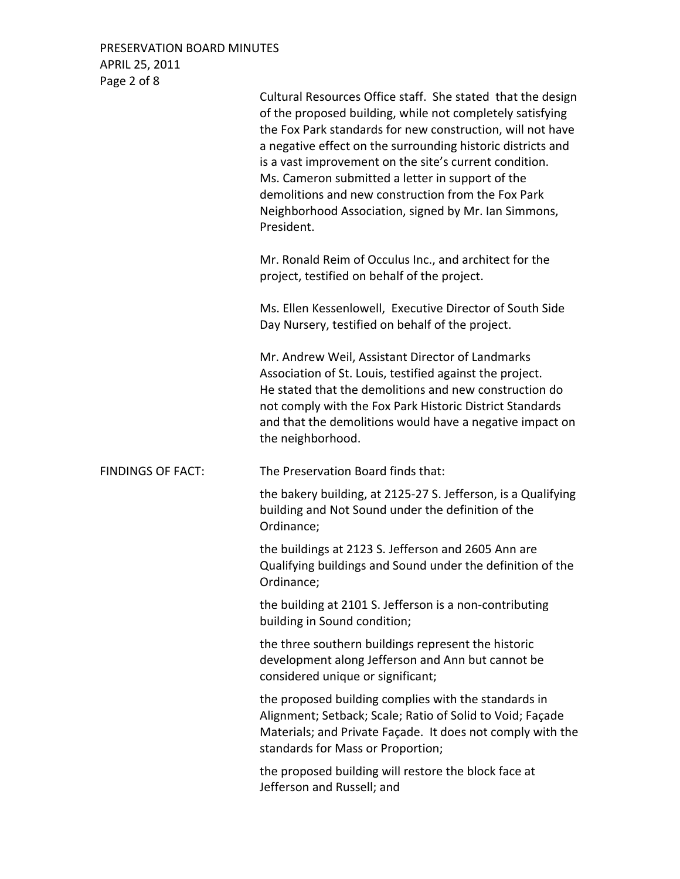Cultural Resources Office staff. She stated that the design of the proposed building, while not completely satisfying the Fox Park standards for new construction, will not have a negative effect on the surrounding historic districts and is a vast improvement on the site's current condition. Ms. Cameron submitted a letter in support of the demolitions and new construction from the Fox Park Neighborhood Association, signed by Mr. Ian Simmons, President.

Mr. Ronald Reim of Occulus Inc., and architect for the project, testified on behalf of the project.

Ms. Ellen Kessenlowell, Executive Director of South Side Day Nursery, testified on behalf of the project.

Mr. Andrew Weil, Assistant Director of Landmarks Association of St. Louis, testified against the project. He stated that the demolitions and new construction do not comply with the Fox Park Historic District Standards and that the demolitions would have a negative impact on the neighborhood.

FINDINGS OF FACT: The Preservation Board finds that:

the bakery building, at 2125-27 S. Jefferson, is a Qualifying building and Not Sound under the definition of the Ordinance;

the buildings at 2123 S. Jefferson and 2605 Ann are Qualifying buildings and Sound under the definition of the Ordinance;

the building at 2101 S. Jefferson is a non-contributing building in Sound condition;

the three southern buildings represent the historic development along Jefferson and Ann but cannot be considered unique or significant;

the proposed building complies with the standards in Alignment; Setback; Scale; Ratio of Solid to Void; Façade Materials; and Private Façade. It does not comply with the standards for Mass or Proportion;

the proposed building will restore the block face at Jefferson and Russell; and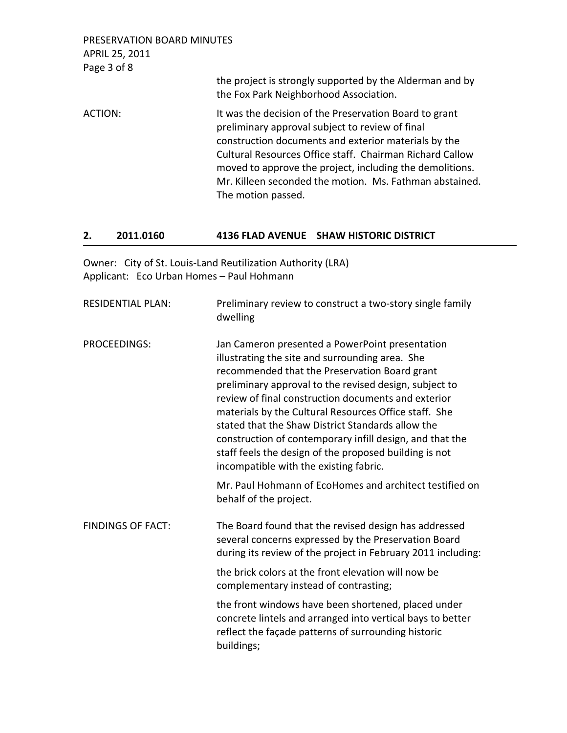the project is strongly supported by the Alderman and by the Fox Park Neighborhood Association.

ACTION: It was the decision of the Preservation Board to grant preliminary approval subject to review of final construction documents and exterior materials by the Cultural Resources Office staff. Chairman Richard Callow moved to approve the project, including the demolitions. Mr. Killeen seconded the motion. Ms. Fathman abstained. The motion passed.

## 2. 2011.0160 4136 FLAD AVENUE SHAW HISTORIC DISTRICT

Owner: City of St. Louis-Land Reutilization Authority (LRA)
Applicant: Eco Urban Homes – Paul Hohmann

RESIDENTIAL PLAN: Preliminary review to construct a two-story single family dwelling

PROCEEDINGS: Jan Cameron presented a PowerPoint presentation illustrating the site and surrounding area. She recommended that the Preservation Board grant preliminary approval to the revised design, subject to review of final construction documents and exterior materials by the Cultural Resources Office staff. She stated that the Shaw District Standards allow the construction of contemporary infill design, and that the staff feels the design of the proposed building is not incompatible with the existing fabric.

Mr. Paul Hohmann of EcoHomes and architect testified on behalf of the project.

FINDINGS OF FACT: The Board found that the revised design has addressed several concerns expressed by the Preservation Board during its review of the project in February 2011 including:

the brick colors at the front elevation will now be complementary instead of contrasting;

the front windows have been shortened, placed under concrete lintels and arranged into vertical bays to better reflect the façade patterns of surrounding historic buildings;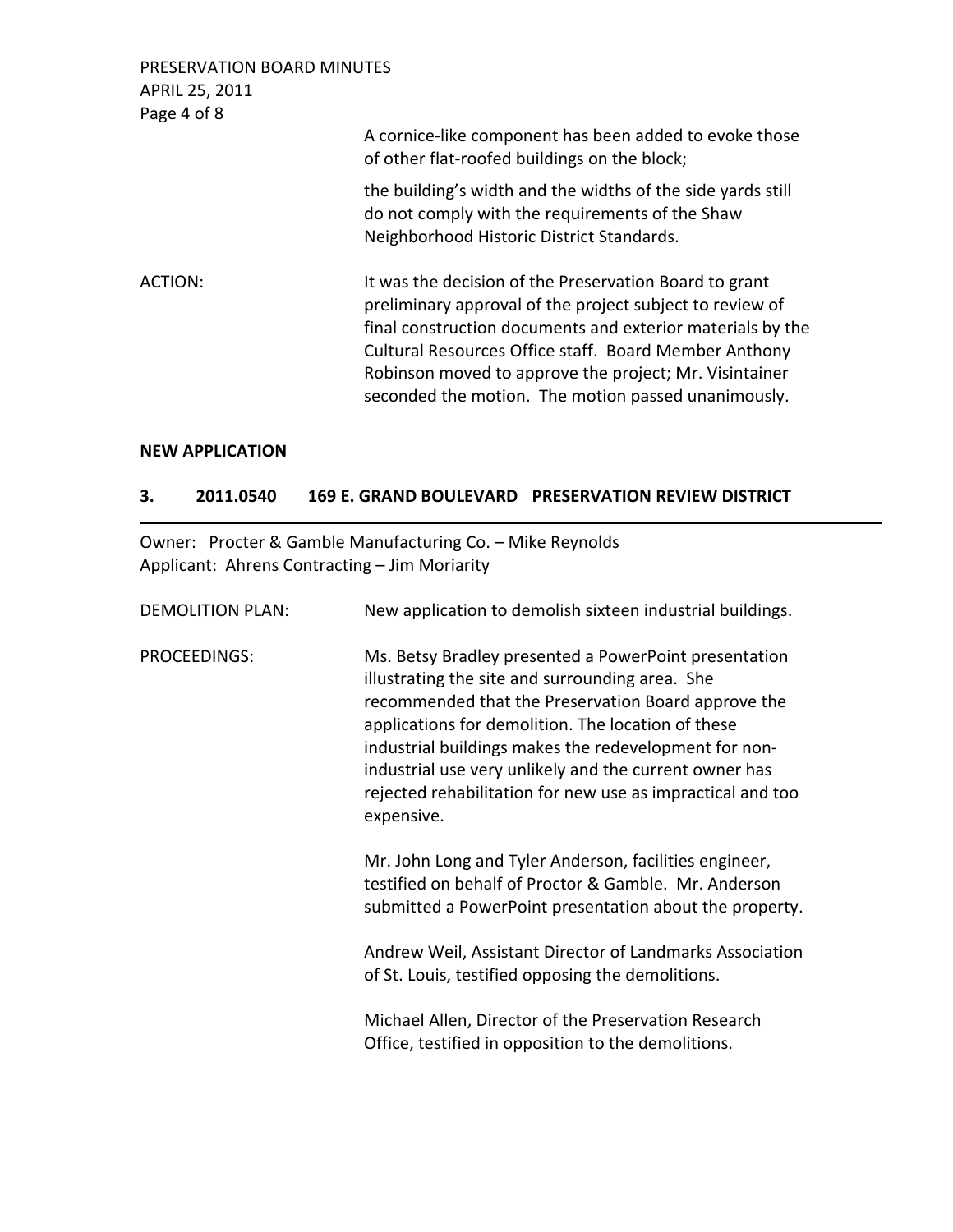A cornice-like component has been added to evoke those of other flat-roofed buildings on the block;

the building's width and the widths of the side yards still do not comply with the requirements of the Shaw Neighborhood Historic District Standards.

ACTION: It was the decision of the Preservation Board to grant preliminary approval of the project subject to review of final construction documents and exterior materials by the Cultural Resources Office staff. Board Member Anthony Robinson moved to approve the project; Mr. Visintainer seconded the motion. The motion passed unanimously.

**NEW APPLICATION**

### 3. 2011.0540 169 E. GRAND BOULEVARD PRESERVATION REVIEW DISTRICT

---

Owner: Procter & Gamble Manufacturing Co. – Mike Reynolds
Applicant: Ahrens Contracting – Jim Moriarity

DEMOLITION PLAN: New application to demolish sixteen industrial buildings.

PROCEEDINGS: Ms. Betsy Bradley presented a PowerPoint presentation illustrating the site and surrounding area. She recommended that the Preservation Board approve the applications for demolition. The location of these industrial buildings makes the redevelopment for non-industrial use very unlikely and the current owner has rejected rehabilitation for new use as impractical and too expensive.

Mr. John Long and Tyler Anderson, facilities engineer, testified on behalf of Proctor & Gamble. Mr. Anderson submitted a PowerPoint presentation about the property.

Andrew Weil, Assistant Director of Landmarks Association of St. Louis, testified opposing the demolitions.

Michael Allen, Director of the Preservation Research Office, testified in opposition to the demolitions.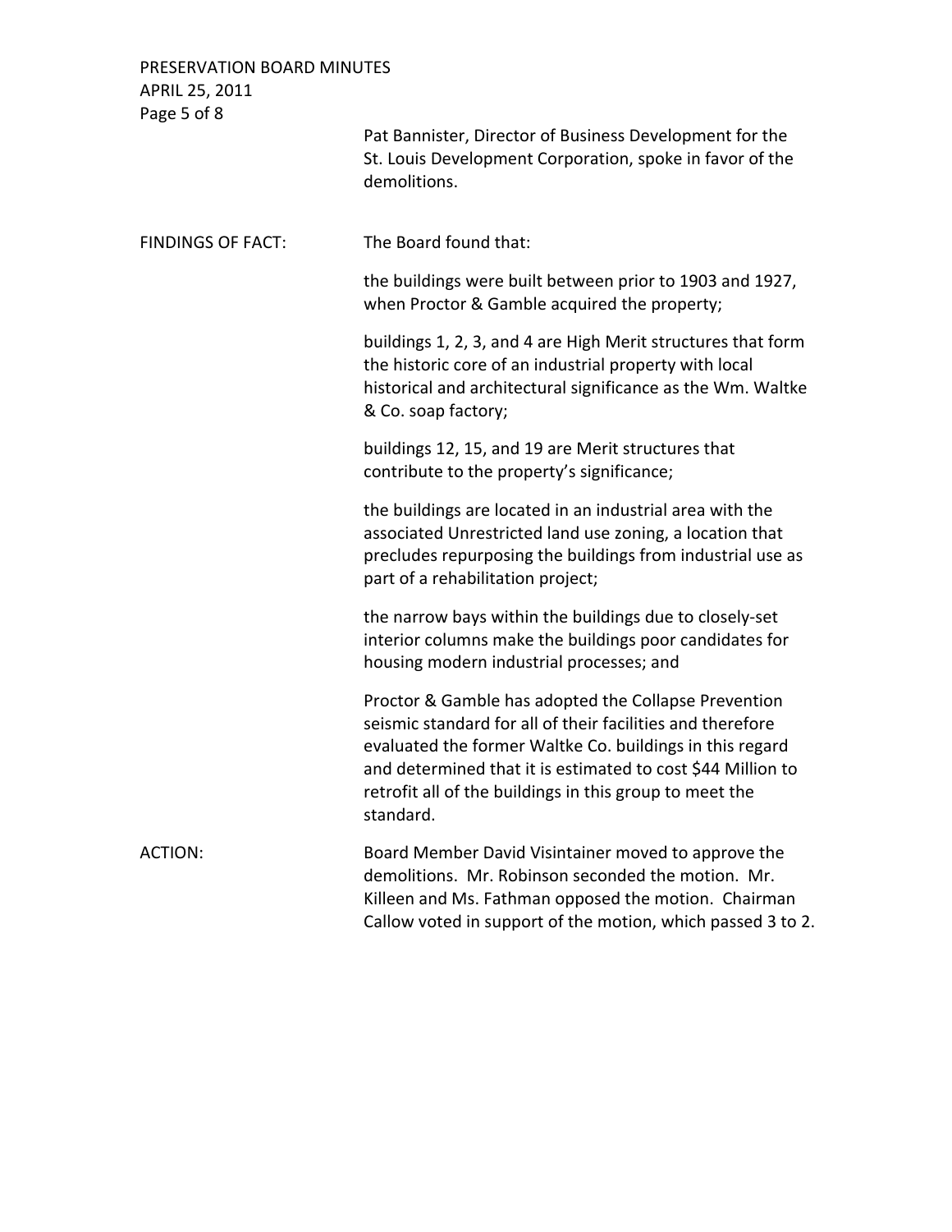Pat Bannister, Director of Business Development for the St. Louis Development Corporation, spoke in favor of the demolitions.

**FINDINGS OF FACT:** The Board found that:

the buildings were built between prior to 1903 and 1927, when Proctor & Gamble acquired the property;

buildings 1, 2, 3, and 4 are High Merit structures that form the historic core of an industrial property with local historical and architectural significance as the Wm. Waltke & Co. soap factory;

buildings 12, 15, and 19 are Merit structures that contribute to the property's significance;

the buildings are located in an industrial area with the associated Unrestricted land use zoning, a location that precludes repurposing the buildings from industrial use as part of a rehabilitation project;

the narrow bays within the buildings due to closely-set interior columns make the buildings poor candidates for housing modern industrial processes; and

Proctor & Gamble has adopted the Collapse Prevention seismic standard for all of their facilities and therefore evaluated the former Waltke Co. buildings in this regard and determined that it is estimated to cost $44 Million to retrofit all of the buildings in this group to meet the standard.

**ACTION:** Board Member David Visintainer moved to approve the demolitions. Mr. Robinson seconded the motion. Mr. Killeen and Ms. Fathman opposed the motion. Chairman Callow voted in support of the motion, which passed 3 to 2.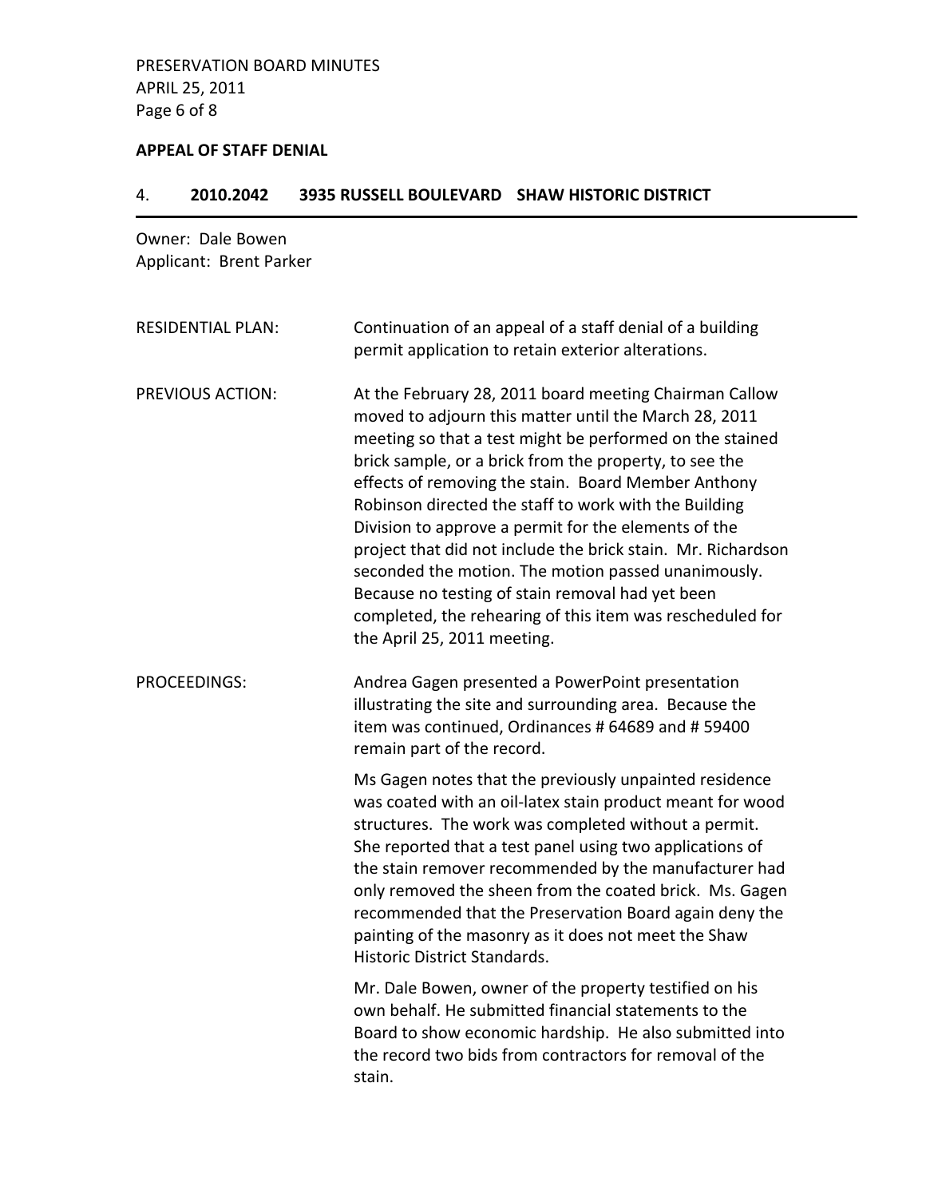**APPEAL OF STAFF DENIAL**

4. **2010.2042 3935 RUSSELL BOULEVARD SHAW HISTORIC DISTRICT**

Owner: Dale Bowen
Applicant: Brent Parker

RESIDENTIAL PLAN: Continuation of an appeal of a staff denial of a building permit application to retain exterior alterations.

PREVIOUS ACTION: At the February 28, 2011 board meeting Chairman Callow moved to adjourn this matter until the March 28, 2011 meeting so that a test might be performed on the stained brick sample, or a brick from the property, to see the effects of removing the stain. Board Member Anthony Robinson directed the staff to work with the Building Division to approve a permit for the elements of the project that did not include the brick stain. Mr. Richardson seconded the motion. The motion passed unanimously. Because no testing of stain removal had yet been completed, the rehearing of this item was rescheduled for the April 25, 2011 meeting.

PROCEEDINGS: Andrea Gagen presented a PowerPoint presentation illustrating the site and surrounding area. Because the item was continued, Ordinances # 64689 and # 59400 remain part of the record.

Ms Gagen notes that the previously unpainted residence was coated with an oil-latex stain product meant for wood structures. The work was completed without a permit. She reported that a test panel using two applications of the stain remover recommended by the manufacturer had only removed the sheen from the coated brick. Ms. Gagen recommended that the Preservation Board again deny the painting of the masonry as it does not meet the Shaw Historic District Standards.

Mr. Dale Bowen, owner of the property testified on his own behalf. He submitted financial statements to the Board to show economic hardship. He also submitted into the record two bids from contractors for removal of the stain.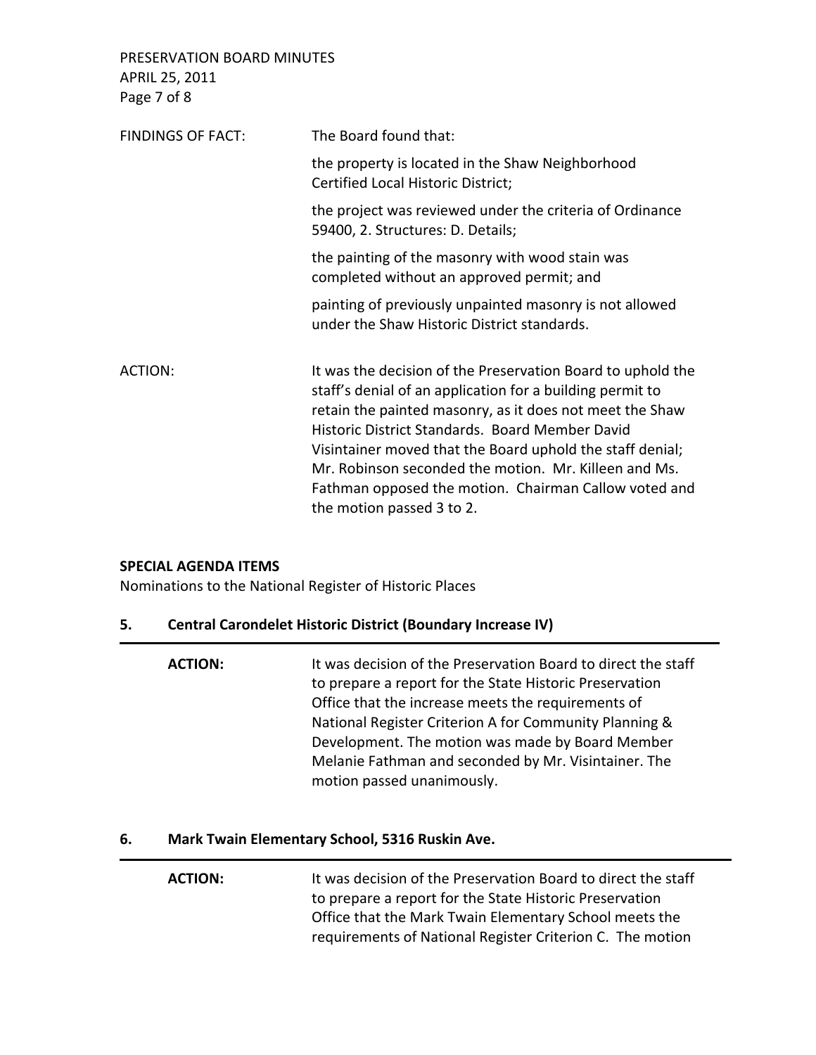FINDINGS OF FACT: The Board found that:

the property is located in the Shaw Neighborhood Certified Local Historic District;

the project was reviewed under the criteria of Ordinance 59400, 2. Structures: D. Details;

the painting of the masonry with wood stain was completed without an approved permit; and

painting of previously unpainted masonry is not allowed under the Shaw Historic District standards.

ACTION: It was the decision of the Preservation Board to uphold the staff's denial of an application for a building permit to retain the painted masonry, as it does not meet the Shaw Historic District Standards. Board Member David Visintainer moved that the Board uphold the staff denial; Mr. Robinson seconded the motion. Mr. Killeen and Ms. Fathman opposed the motion. Chairman Callow voted and the motion passed 3 to 2.

**SPECIAL AGENDA ITEMS**

Nominations to the National Register of Historic Places

## 5. Central Carondelet Historic District (Boundary Increase IV)

**ACTION:** It was decision of the Preservation Board to direct the staff to prepare a report for the State Historic Preservation Office that the increase meets the requirements of National Register Criterion A for Community Planning & Development. The motion was made by Board Member Melanie Fathman and seconded by Mr. Visintainer. The motion passed unanimously.

## 6. Mark Twain Elementary School, 5316 Ruskin Ave.

**ACTION:** It was decision of the Preservation Board to direct the staff to prepare a report for the State Historic Preservation Office that the Mark Twain Elementary School meets the requirements of National Register Criterion C. The motion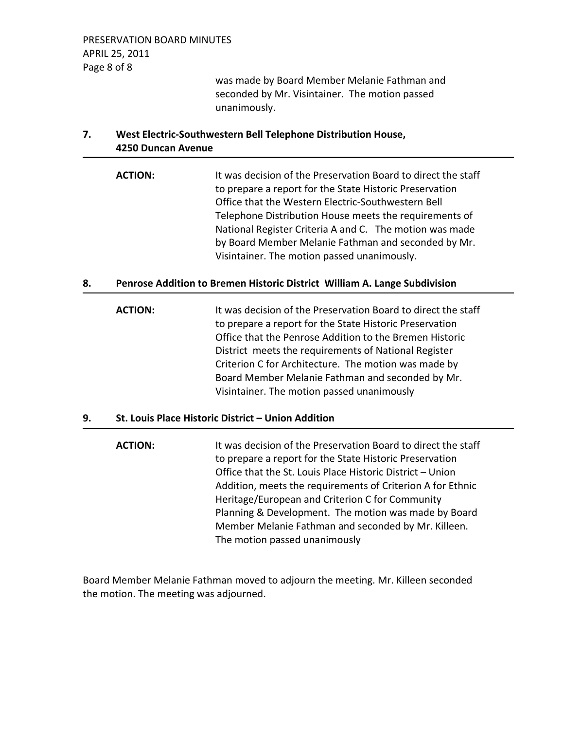was made by Board Member Melanie Fathman and seconded by Mr. Visintainer. The motion passed unanimously.

## 7. West Electric-Southwestern Bell Telephone Distribution House, 4250 Duncan Avenue

**ACTION:** It was decision of the Preservation Board to direct the staff to prepare a report for the State Historic Preservation Office that the Western Electric-Southwestern Bell Telephone Distribution House meets the requirements of National Register Criteria A and C. The motion was made by Board Member Melanie Fathman and seconded by Mr. Visintainer. The motion passed unanimously.

## 8. Penrose Addition to Bremen Historic District William A. Lange Subdivision

**ACTION:** It was decision of the Preservation Board to direct the staff to prepare a report for the State Historic Preservation Office that the Penrose Addition to the Bremen Historic District meets the requirements of National Register Criterion C for Architecture. The motion was made by Board Member Melanie Fathman and seconded by Mr. Visintainer. The motion passed unanimously

## 9. St. Louis Place Historic District – Union Addition

**ACTION:** It was decision of the Preservation Board to direct the staff to prepare a report for the State Historic Preservation Office that the St. Louis Place Historic District – Union Addition, meets the requirements of Criterion A for Ethnic Heritage/European and Criterion C for Community Planning & Development. The motion was made by Board Member Melanie Fathman and seconded by Mr. Killeen. The motion passed unanimously

Board Member Melanie Fathman moved to adjourn the meeting. Mr. Killeen seconded the motion. The meeting was adjourned.